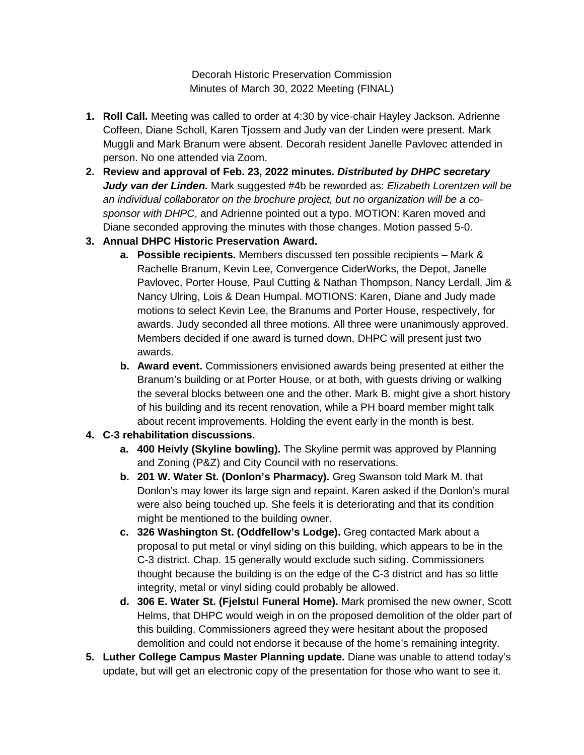Decorah Historic Preservation Commission
Minutes of March 30, 2022 Meeting (FINAL)

1. **Roll Call.** Meeting was called to order at 4:30 by vice-chair Hayley Jackson. Adrienne Coffeen, Diane Scholl, Karen Tjossem and Judy van der Linden were present. Mark Muggli and Mark Branum were absent. Decorah resident Janelle Pavlovec attended in person. No one attended via Zoom.
2. **Review and approval of Feb. 23, 2022 minutes. *Distributed by DHPC secretary Judy van der Linden.*** Mark suggested #4b be reworded as: *Elizabeth Lorentzen will be an individual collaborator on the brochure project, but no organization will be a co-sponsor with DHPC*, and Adrienne pointed out a typo. MOTION: Karen moved and Diane seconded approving the minutes with those changes. Motion passed 5-0.
3. **Annual DHPC Historic Preservation Award.**
   a. **Possible recipients.** Members discussed ten possible recipients – Mark & Rachelle Branum, Kevin Lee, Convergence CiderWorks, the Depot, Janelle Pavlovec, Porter House, Paul Cutting & Nathan Thompson, Nancy Lerdall, Jim & Nancy Ulring, Lois & Dean Humpal. MOTIONS: Karen, Diane and Judy made motions to select Kevin Lee, the Branums and Porter House, respectively, for awards. Judy seconded all three motions. All three were unanimously approved. Members decided if one award is turned down, DHPC will present just two awards.
   b. **Award event.** Commissioners envisioned awards being presented at either the Branum's building or at Porter House, or at both, with guests driving or walking the several blocks between one and the other. Mark B. might give a short history of his building and its recent renovation, while a PH board member might talk about recent improvements. Holding the event early in the month is best.
4. **C-3 rehabilitation discussions.**
   a. **400 Heivly (Skyline bowling).** The Skyline permit was approved by Planning and Zoning (P&Z) and City Council with no reservations.
   b. **201 W. Water St. (Donlon's Pharmacy).** Greg Swanson told Mark M. that Donlon's may lower its large sign and repaint. Karen asked if the Donlon's mural were also being touched up. She feels it is deteriorating and that its condition might be mentioned to the building owner.
   c. **326 Washington St. (Oddfellow's Lodge).** Greg contacted Mark about a proposal to put metal or vinyl siding on this building, which appears to be in the C-3 district. Chap. 15 generally would exclude such siding. Commissioners thought because the building is on the edge of the C-3 district and has so little integrity, metal or vinyl siding could probably be allowed.
   d. **306 E. Water St. (Fjelstul Funeral Home).** Mark promised the new owner, Scott Helms, that DHPC would weigh in on the proposed demolition of the older part of this building. Commissioners agreed they were hesitant about the proposed demolition and could not endorse it because of the home's remaining integrity.
5. **Luther College Campus Master Planning update.** Diane was unable to attend today's update, but will get an electronic copy of the presentation for those who want to see it.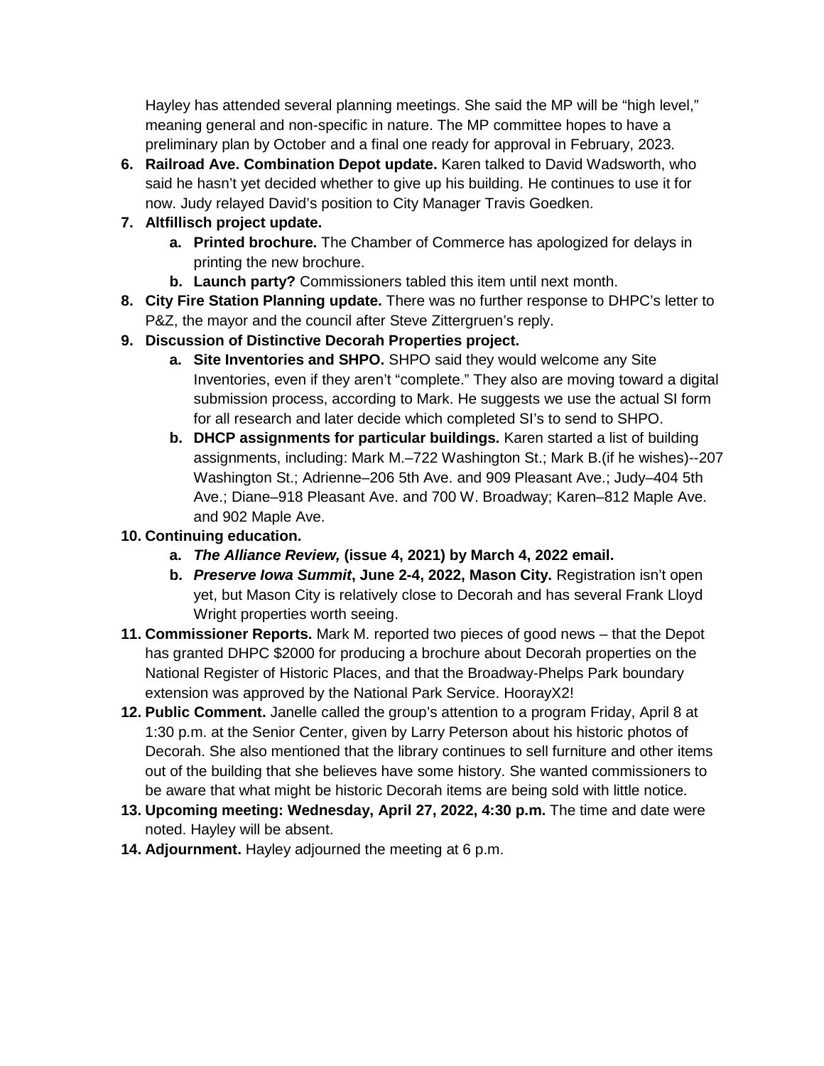Hayley has attended several planning meetings. She said the MP will be “high level,” meaning general and non-specific in nature. The MP committee hopes to have a preliminary plan by October and a final one ready for approval in February, 2023.

6. **Railroad Ave. Combination Depot update.** Karen talked to David Wadsworth, who said he hasn’t yet decided whether to give up his building. He continues to use it for now. Judy relayed David’s position to City Manager Travis Goedken.
7. **Altfillisch project update.**
    a. **Printed brochure.** The Chamber of Commerce has apologized for delays in printing the new brochure.
    b. **Launch party?** Commissioners tabled this item until next month.
8. **City Fire Station Planning update.** There was no further response to DHPC’s letter to P&Z, the mayor and the council after Steve Zittergruen’s reply.
9. **Discussion of Distinctive Decorah Properties project.**
    a. **Site Inventories and SHPO.** SHPO said they would welcome any Site Inventories, even if they aren’t “complete.” They also are moving toward a digital submission process, according to Mark. He suggests we use the actual SI form for all research and later decide which completed SI’s to send to SHPO.
    b. **DHCP assignments for particular buildings.** Karen started a list of building assignments, including: Mark M.–722 Washington St.; Mark B.(if he wishes)--207 Washington St.; Adrienne–206 5th Ave. and 909 Pleasant Ave.; Judy–404 5th Ave.; Diane–918 Pleasant Ave. and 700 W. Broadway; Karen–812 Maple Ave. and 902 Maple Ave.
10. **Continuing education.**
    a. ***The Alliance Review,* (issue 4, 2021) by March 4, 2022 email.**
    b. ***Preserve Iowa Summit*, June 2-4, 2022, Mason City.** Registration isn’t open yet, but Mason City is relatively close to Decorah and has several Frank Lloyd Wright properties worth seeing.
11. **Commissioner Reports.** Mark M. reported two pieces of good news – that the Depot has granted DHPC $2000 for producing a brochure about Decorah properties on the National Register of Historic Places, and that the Broadway-Phelps Park boundary extension was approved by the National Park Service. HoorayX2!
12. **Public Comment.** Janelle called the group’s attention to a program Friday, April 8 at 1:30 p.m. at the Senior Center, given by Larry Peterson about his historic photos of Decorah. She also mentioned that the library continues to sell furniture and other items out of the building that she believes have some history. She wanted commissioners to be aware that what might be historic Decorah items are being sold with little notice.
13. **Upcoming meeting: Wednesday, April 27, 2022, 4:30 p.m.** The time and date were noted. Hayley will be absent.
14. **Adjournment.** Hayley adjourned the meeting at 6 p.m.